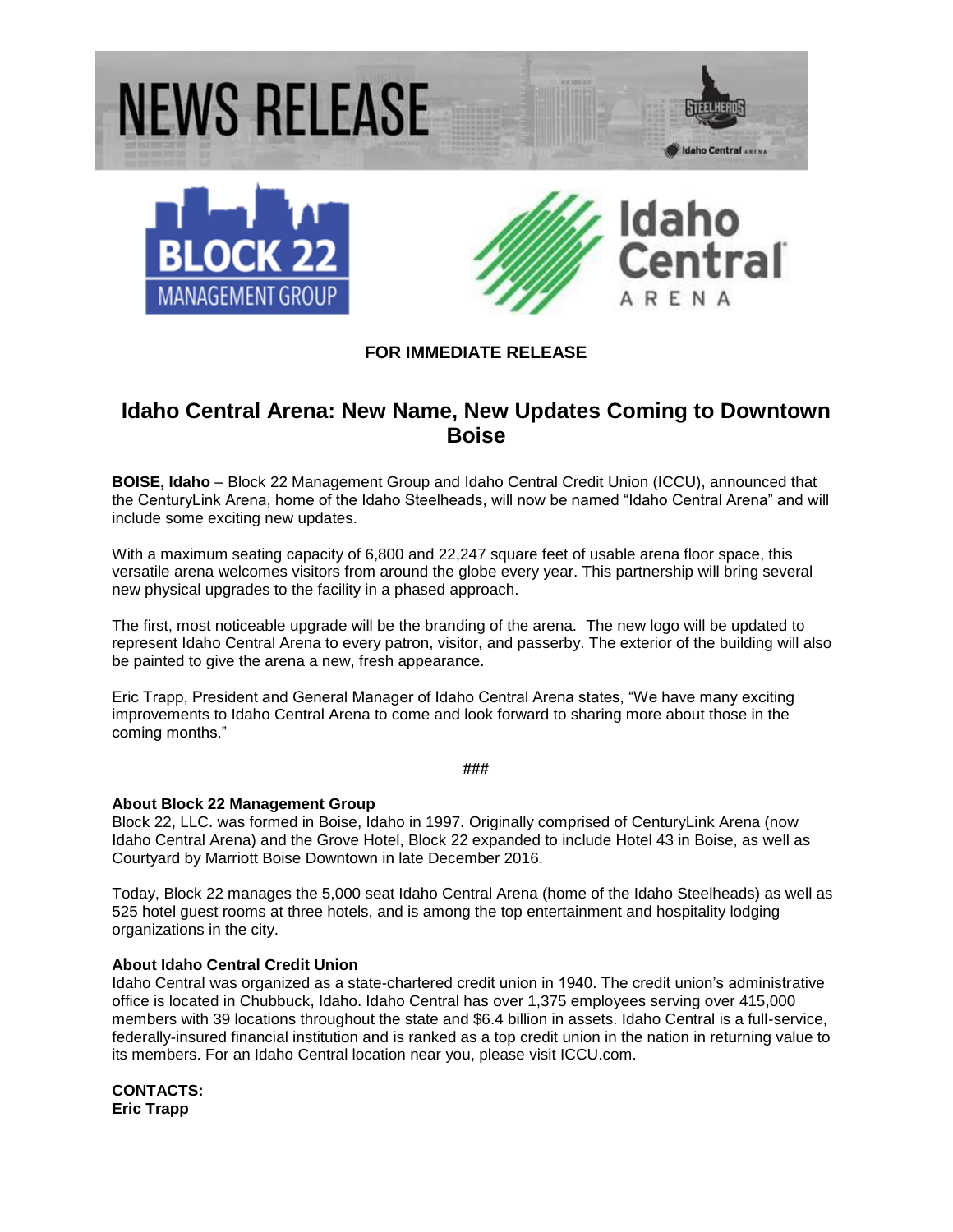# NEWS RELEASE

**FOR IMMEDIATE RELEASE**

## Idaho Central Arena: New Name, New Updates Coming to Downtown Boise

**BOISE, Idaho** – Block 22 Management Group and Idaho Central Credit Union (ICCU), announced that the CenturyLink Arena, home of the Idaho Steelheads, will now be named "Idaho Central Arena" and will include some exciting new updates.

With a maximum seating capacity of 6,800 and 22,247 square feet of usable arena floor space, this versatile arena welcomes visitors from around the globe every year. This partnership will bring several new physical upgrades to the facility in a phased approach.

The first, most noticeable upgrade will be the branding of the arena. The new logo will be updated to represent Idaho Central Arena to every patron, visitor, and passerby. The exterior of the building will also be painted to give the arena a new, fresh appearance.

Eric Trapp, President and General Manager of Idaho Central Arena states, "We have many exciting improvements to Idaho Central Arena to come and look forward to sharing more about those in the coming months."

###

**About Block 22 Management Group**
Block 22, LLC. was formed in Boise, Idaho in 1997. Originally comprised of CenturyLink Arena (now Idaho Central Arena) and the Grove Hotel, Block 22 expanded to include Hotel 43 in Boise, as well as Courtyard by Marriott Boise Downtown in late December 2016.

Today, Block 22 manages the 5,000 seat Idaho Central Arena (home of the Idaho Steelheads) as well as 525 hotel guest rooms at three hotels, and is among the top entertainment and hospitality lodging organizations in the city.

**About Idaho Central Credit Union**
Idaho Central was organized as a state-chartered credit union in 1940. The credit union's administrative office is located in Chubbuck, Idaho. Idaho Central has over 1,375 employees serving over 415,000 members with 39 locations throughout the state and $6.4 billion in assets. Idaho Central is a full-service, federally-insured financial institution and is ranked as a top credit union in the nation in returning value to its members. For an Idaho Central location near you, please visit ICCU.com.

**CONTACTS:**
**Eric Trapp**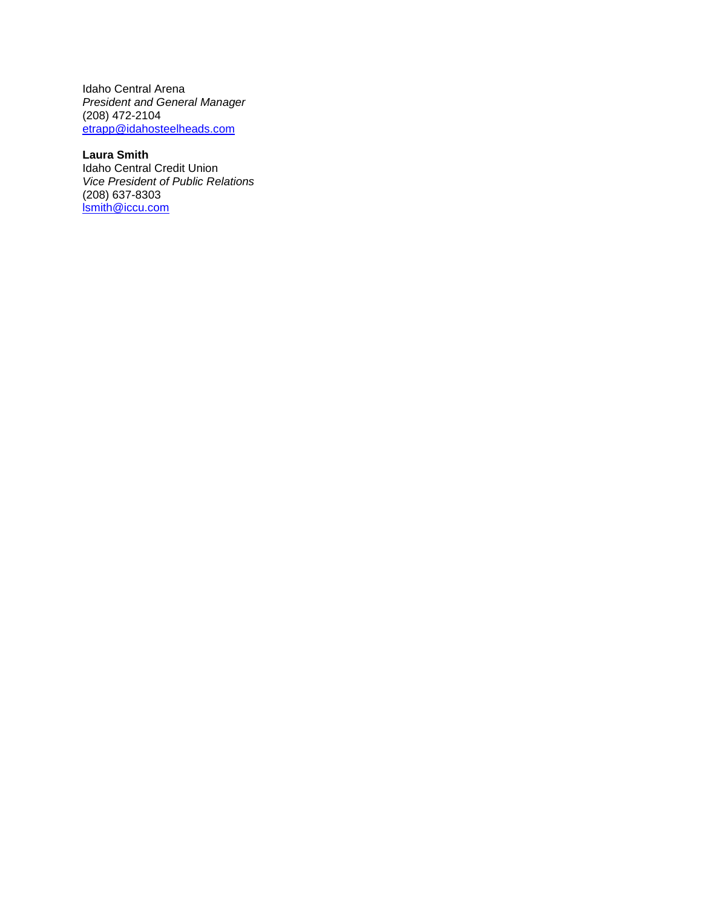Idaho Central Arena
*President and General Manager*
(208) 472-2104
etrapp@idahosteelheads.com

**Laura Smith**
Idaho Central Credit Union
*Vice President of Public Relations*
(208) 637-8303
lsmith@iccu.com